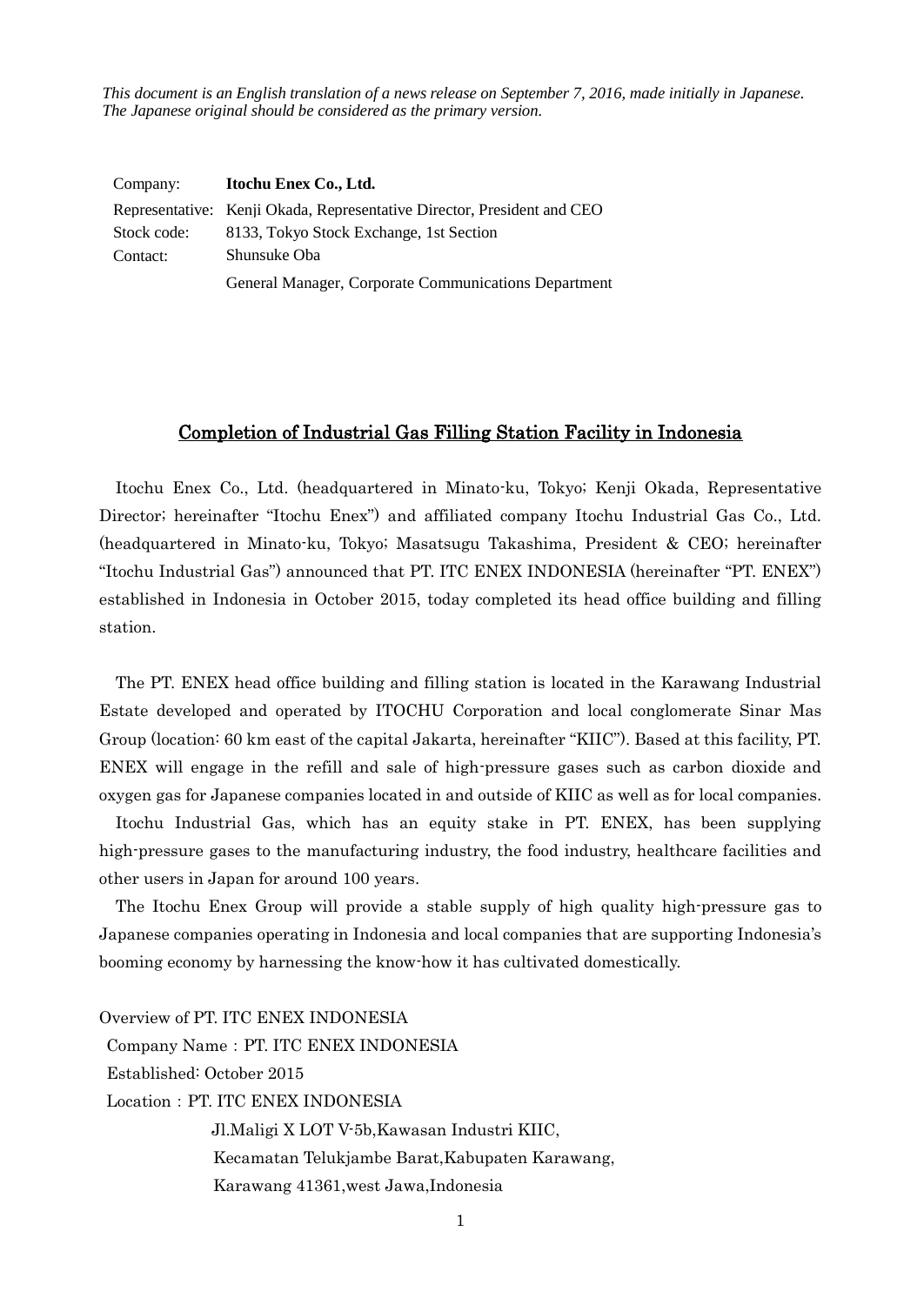*This document is an English translation of a news release on September 7, 2016, made initially in Japanese. The Japanese original should be considered as the primary version.*

| | |
|---|---|
| Company: | **Itochu Enex Co., Ltd.** |
| Representative: | Kenji Okada, Representative Director, President and CEO |
| Stock code: | 8133, Tokyo Stock Exchange, 1st Section |
| Contact: | Shunsuke Oba |
| | General Manager, Corporate Communications Department |

# Completion of Industrial Gas Filling Station Facility in Indonesia

Itochu Enex Co., Ltd. (headquartered in Minato-ku, Tokyo; Kenji Okada, Representative Director; hereinafter "Itochu Enex") and affiliated company Itochu Industrial Gas Co., Ltd. (headquartered in Minato-ku, Tokyo; Masatsugu Takashima, President & CEO; hereinafter "Itochu Industrial Gas") announced that PT. ITC ENEX INDONESIA (hereinafter "PT. ENEX") established in Indonesia in October 2015, today completed its head office building and filling station.

The PT. ENEX head office building and filling station is located in the Karawang Industrial Estate developed and operated by ITOCHU Corporation and local conglomerate Sinar Mas Group (location: 60 km east of the capital Jakarta, hereinafter "KIIC"). Based at this facility, PT. ENEX will engage in the refill and sale of high-pressure gases such as carbon dioxide and oxygen gas for Japanese companies located in and outside of KIIC as well as for local companies.

Itochu Industrial Gas, which has an equity stake in PT. ENEX, has been supplying high-pressure gases to the manufacturing industry, the food industry, healthcare facilities and other users in Japan for around 100 years.

The Itochu Enex Group will provide a stable supply of high quality high-pressure gas to Japanese companies operating in Indonesia and local companies that are supporting Indonesia's booming economy by harnessing the know-how it has cultivated domestically.

Overview of PT. ITC ENEX INDONESIA

Company Name：PT. ITC ENEX INDONESIA

Established: October 2015

Location：PT. ITC ENEX INDONESIA

Jl.Maligi X LOT V-5b,Kawasan Industri KIIC,

Kecamatan Telukjambe Barat,Kabupaten Karawang,

Karawang 41361,west Jawa,Indonesia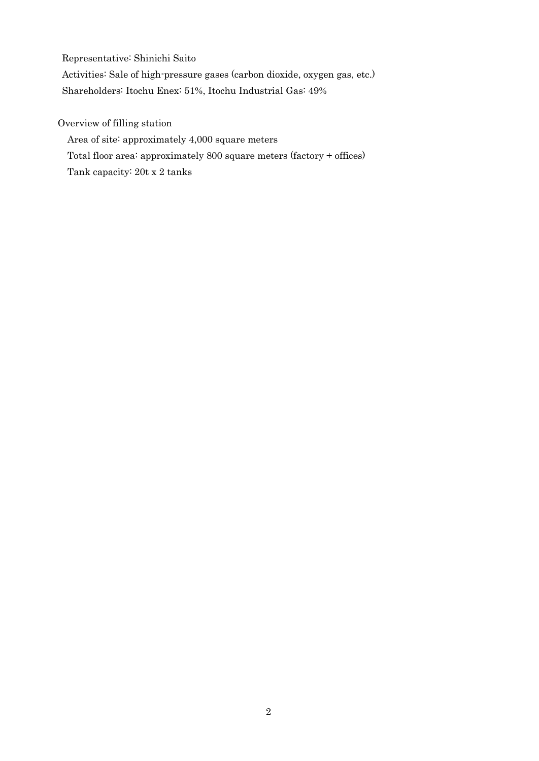Representative: Shinichi Saito

Activities: Sale of high-pressure gases (carbon dioxide, oxygen gas, etc.)

Shareholders: Itochu Enex: 51%, Itochu Industrial Gas: 49%

Overview of filling station

Area of site: approximately 4,000 square meters

Total floor area: approximately 800 square meters (factory + offices)

Tank capacity: 20t x 2 tanks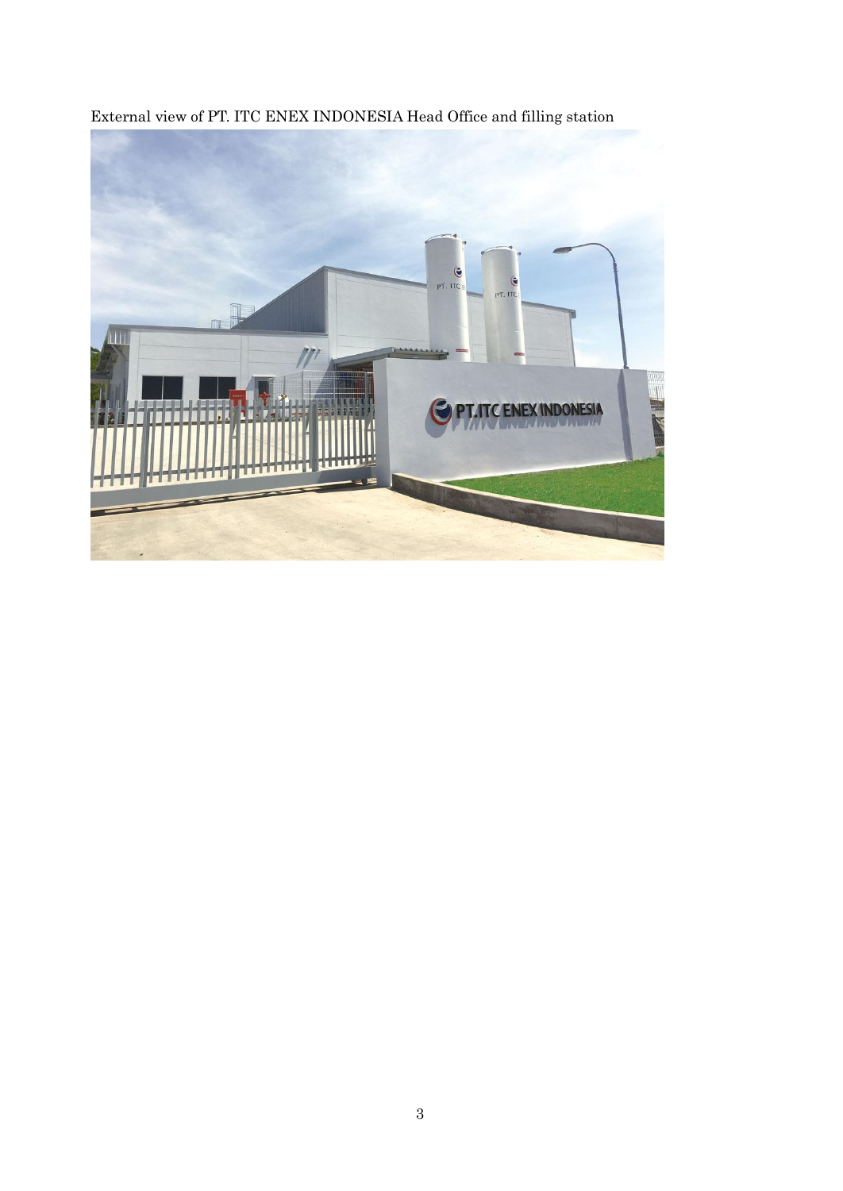External view of PT. ITC ENEX INDONESIA Head Office and filling station